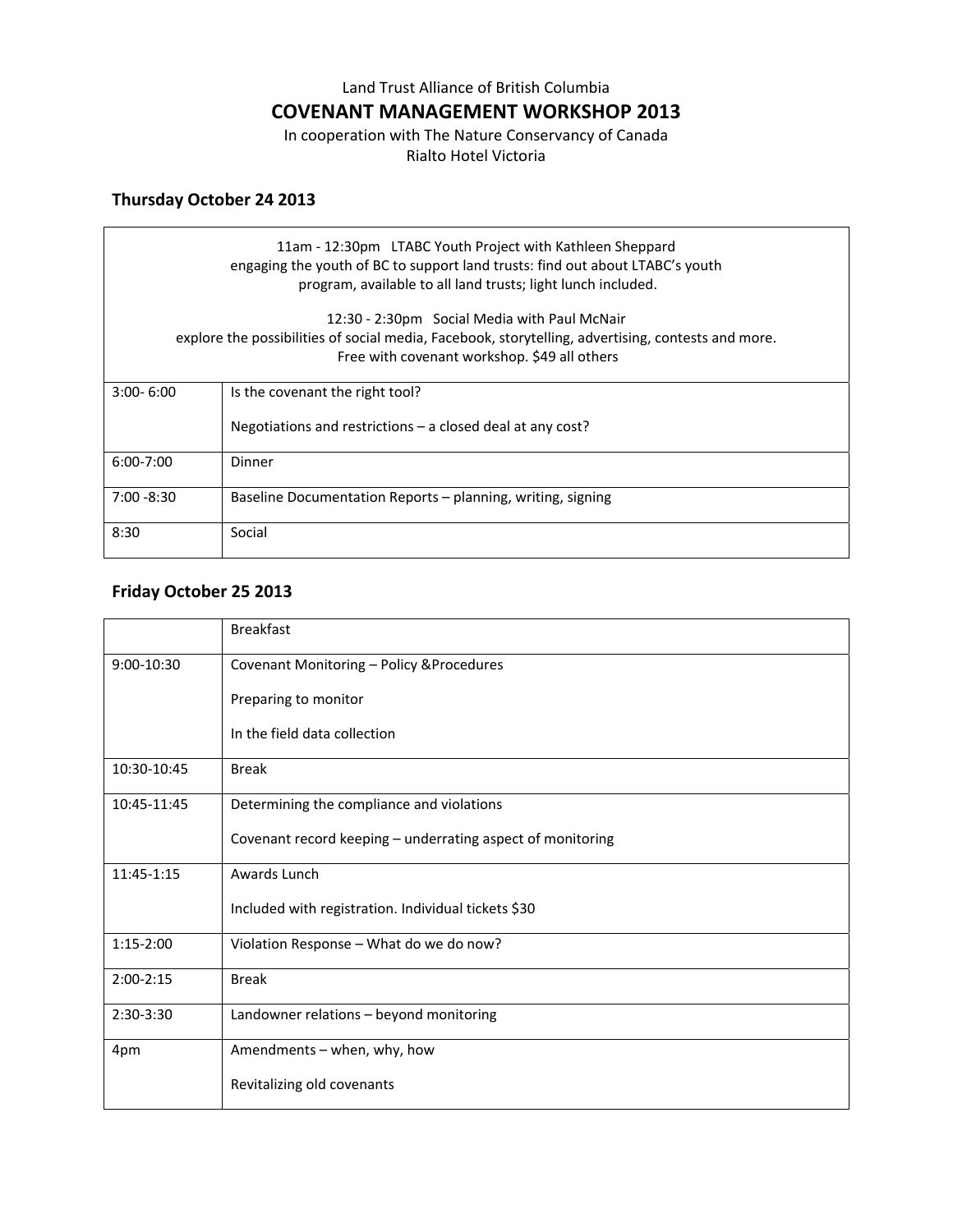Land Trust Alliance of British Columbia

# COVENANT MANAGEMENT WORKSHOP 2013

In cooperation with The Nature Conservancy of Canada

Rialto Hotel Victoria

## Thursday October 24 2013

| | |
|---|---|
| 11am - 12:30pm LTABC Youth Project with Kathleen Sheppard<br>engaging the youth of BC to support land trusts: find out about LTABC's youth program, available to all land trusts; light lunch included.<br><br>12:30 - 2:30pm Social Media with Paul McNair<br>explore the possibilities of social media, Facebook, storytelling, advertising, contests and more. Free with covenant workshop. $49 all others | |
| 3:00- 6:00 | Is the covenant the right tool?<br><br>Negotiations and restrictions – a closed deal at any cost? |
| 6:00-7:00 | Dinner |
| 7:00 -8:30 | Baseline Documentation Reports – planning, writing, signing |
| 8:30 | Social |

## Friday October 25 2013

| | |
|---|---|
| | Breakfast |
| 9:00-10:30 | Covenant Monitoring – Policy &Procedures<br><br>Preparing to monitor<br><br>In the field data collection |
| 10:30-10:45 | Break |
| 10:45-11:45 | Determining the compliance and violations<br><br>Covenant record keeping – underrating aspect of monitoring |
| 11:45-1:15 | Awards Lunch<br><br>Included with registration. Individual tickets $30 |
| 1:15-2:00 | Violation Response – What do we do now? |
| 2:00-2:15 | Break |
| 2:30-3:30 | Landowner relations – beyond monitoring |
| 4pm | Amendments – when, why, how<br><br>Revitalizing old covenants |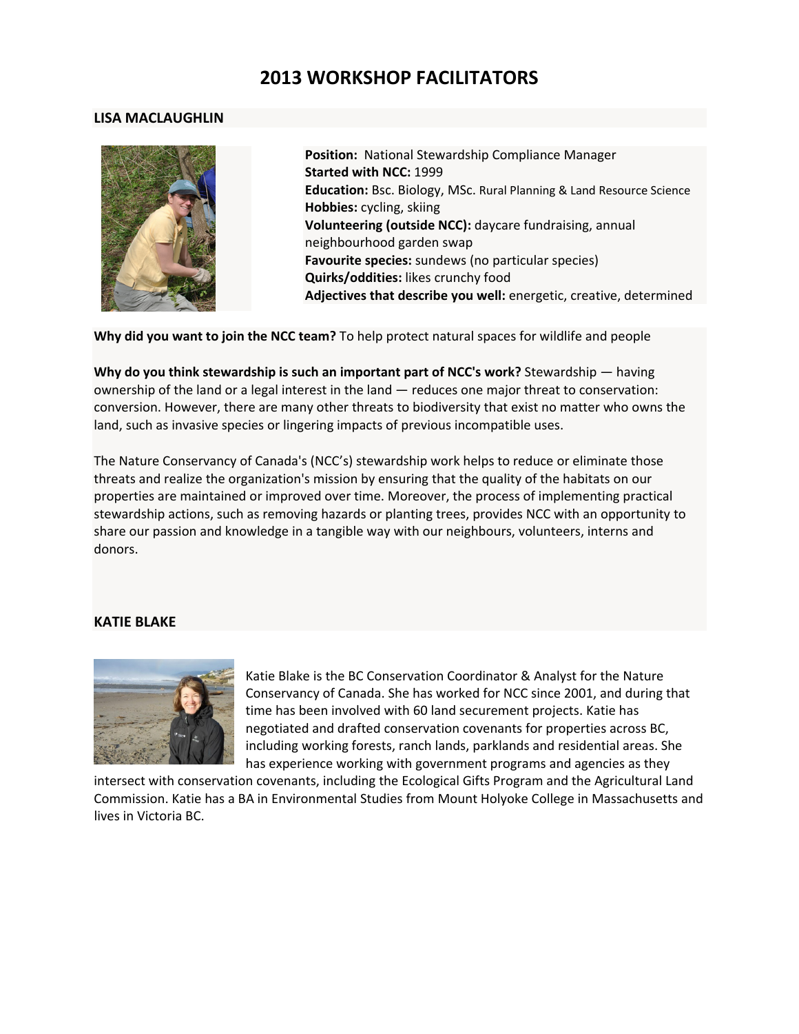# 2013 WORKSHOP FACILITATORS

## LISA MACLAUGHLIN

**Position:** National Stewardship Compliance Manager
**Started with NCC:** 1999
**Education:** Bsc. Biology, MSc. Rural Planning & Land Resource Science
**Hobbies:** cycling, skiing
**Volunteering (outside NCC):** daycare fundraising, annual neighbourhood garden swap
**Favourite species:** sundews (no particular species)
**Quirks/oddities:** likes crunchy food
**Adjectives that describe you well:** energetic, creative, determined

**Why did you want to join the NCC team?** To help protect natural spaces for wildlife and people

**Why do you think stewardship is such an important part of NCC's work?** Stewardship — having ownership of the land or a legal interest in the land — reduces one major threat to conservation: conversion. However, there are many other threats to biodiversity that exist no matter who owns the land, such as invasive species or lingering impacts of previous incompatible uses.

The Nature Conservancy of Canada's (NCC's) stewardship work helps to reduce or eliminate those threats and realize the organization's mission by ensuring that the quality of the habitats on our properties are maintained or improved over time. Moreover, the process of implementing practical stewardship actions, such as removing hazards or planting trees, provides NCC with an opportunity to share our passion and knowledge in a tangible way with our neighbours, volunteers, interns and donors.

## KATIE BLAKE

Katie Blake is the BC Conservation Coordinator & Analyst for the Nature Conservancy of Canada. She has worked for NCC since 2001, and during that time has been involved with 60 land securement projects. Katie has negotiated and drafted conservation covenants for properties across BC, including working forests, ranch lands, parklands and residential areas. She has experience working with government programs and agencies as they intersect with conservation covenants, including the Ecological Gifts Program and the Agricultural Land Commission. Katie has a BA in Environmental Studies from Mount Holyoke College in Massachusetts and lives in Victoria BC.